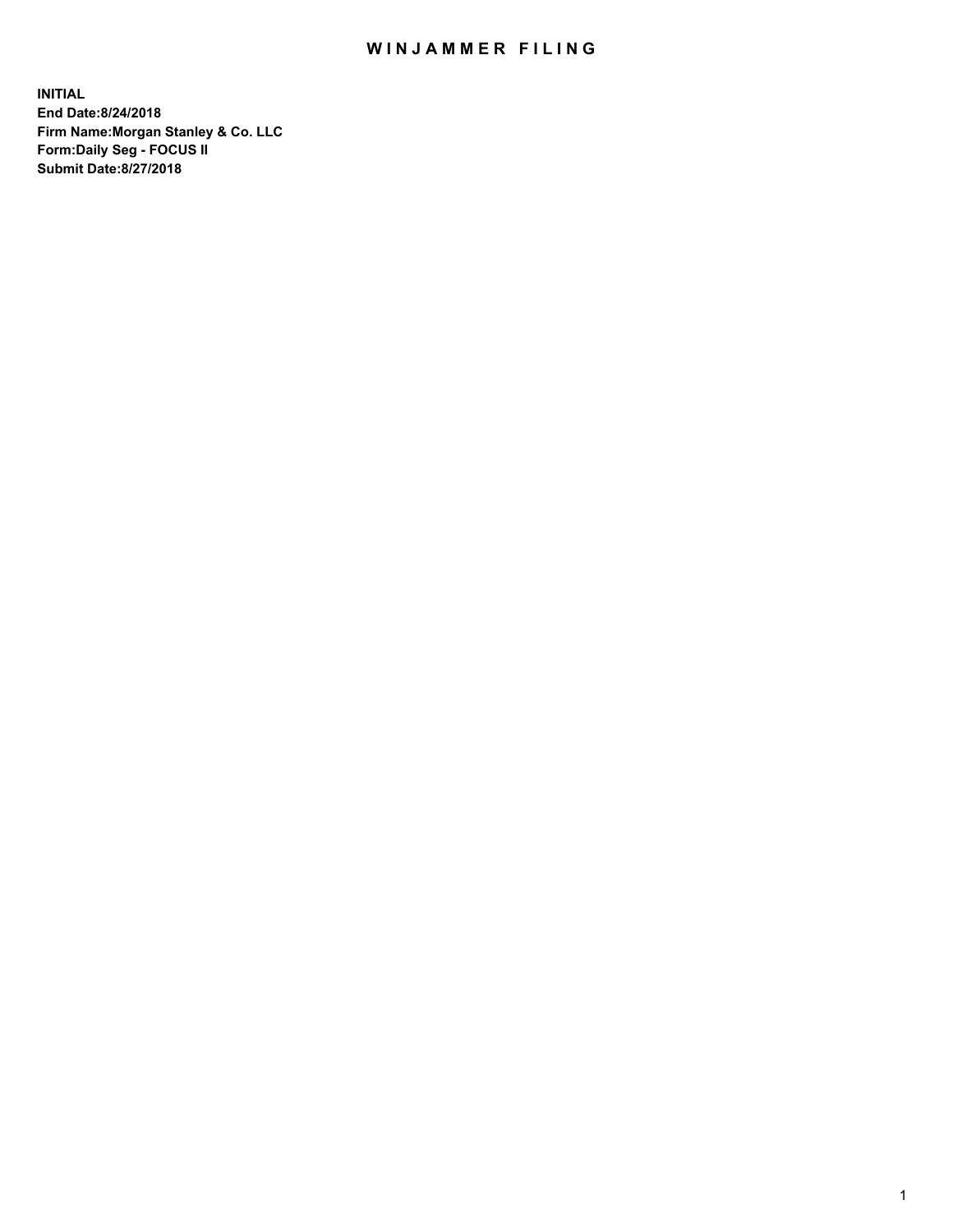# WINJAMMER FILING

**INITIAL**
**End Date:8/24/2018**
**Firm Name:Morgan Stanley & Co. LLC**
**Form:Daily Seg - FOCUS II**
**Submit Date:8/27/2018**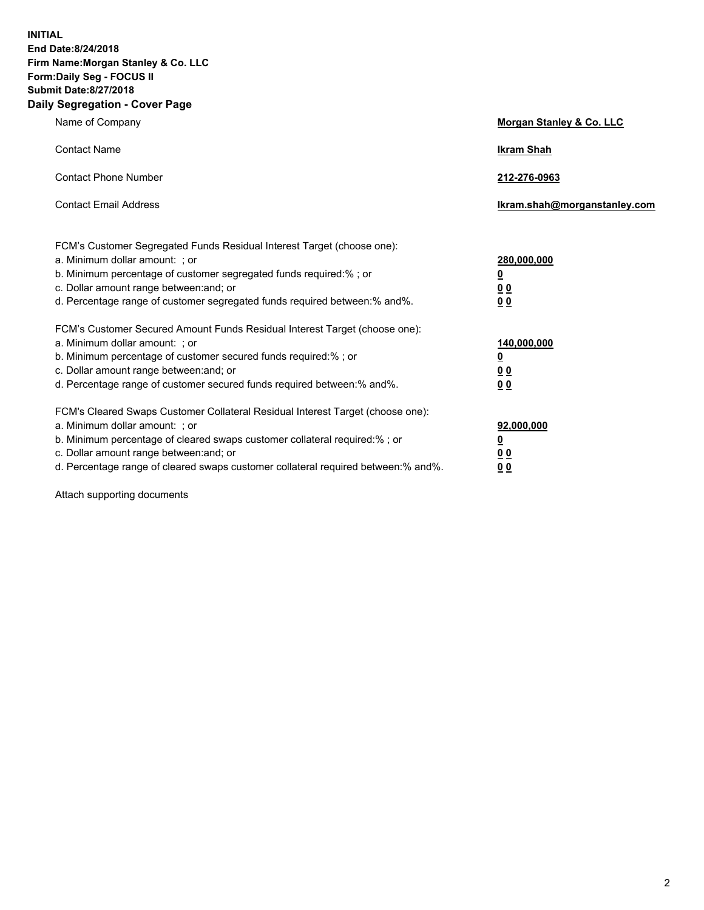**INITIAL**
**End Date:8/24/2018**
**Firm Name:Morgan Stanley & Co. LLC**
**Form:Daily Seg - FOCUS II**
**Submit Date:8/27/2018**

## Daily Segregation - Cover Page

| | |
|---|---|
| Name of Company | **Morgan Stanley & Co. LLC** |
| Contact Name | **Ikram Shah** |
| Contact Phone Number | **212-276-0963** |
| Contact Email Address | **Ikram.shah@morganstanley.com** |

| | |
|---|---|
| FCM's Customer Segregated Funds Residual Interest Target (choose one): | |
| a. Minimum dollar amount: ; or | **280,000,000** |
| b. Minimum percentage of customer segregated funds required:% ; or | **0** |
| c. Dollar amount range between:and; or | **0 0** |
| d. Percentage range of customer segregated funds required between:% and%. | **0 0** |
| FCM's Customer Secured Amount Funds Residual Interest Target (choose one): | |
| a. Minimum dollar amount: ; or | **140,000,000** |
| b. Minimum percentage of customer secured funds required:% ; or | **0** |
| c. Dollar amount range between:and; or | **0 0** |
| d. Percentage range of customer secured funds required between:% and%. | **0 0** |
| FCM's Cleared Swaps Customer Collateral Residual Interest Target (choose one): | |
| a. Minimum dollar amount: ; or | **92,000,000** |
| b. Minimum percentage of cleared swaps customer collateral required:% ; or | **0** |
| c. Dollar amount range between:and; or | **0 0** |
| d. Percentage range of cleared swaps customer collateral required between:% and%. | **0 0** |

Attach supporting documents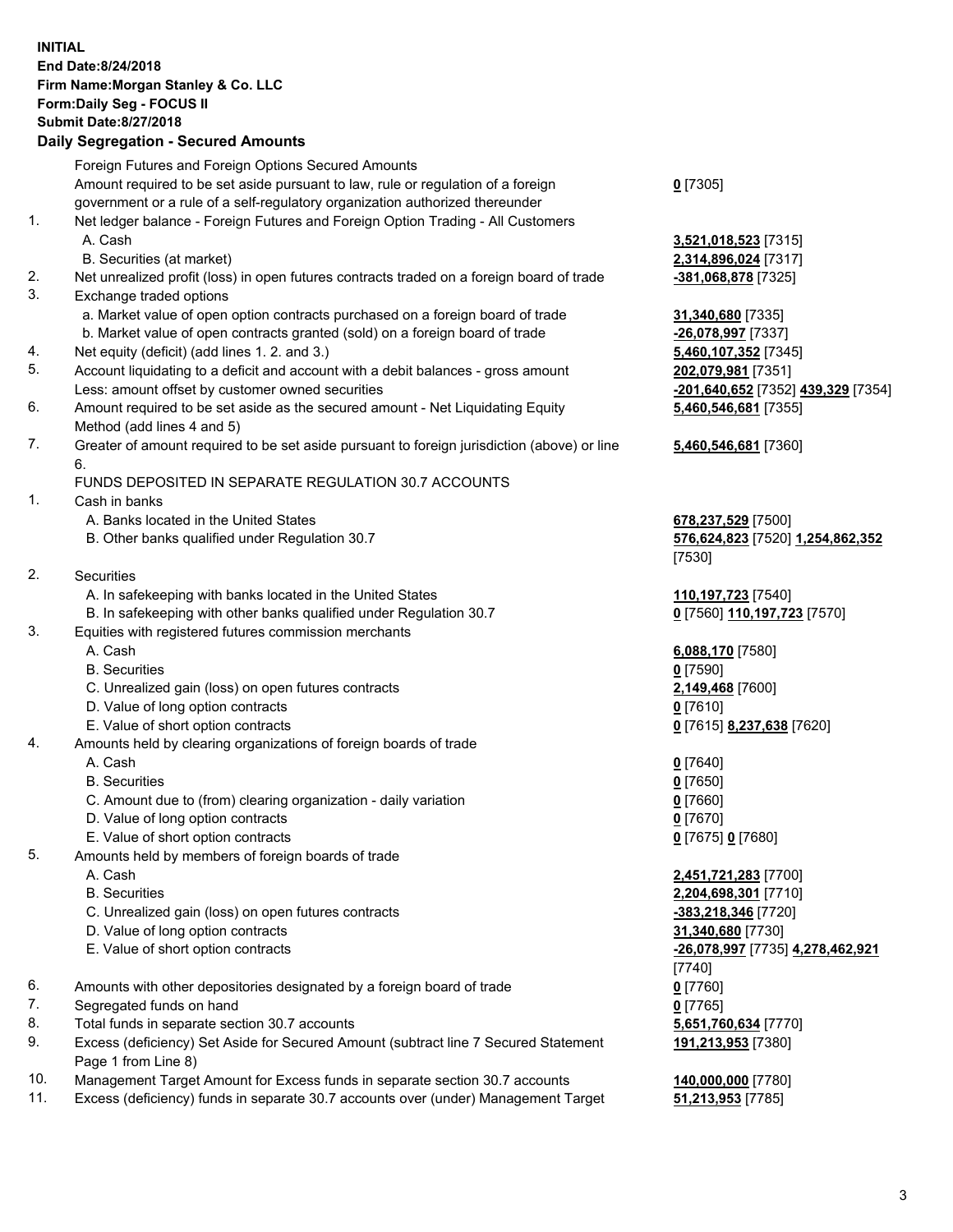**INITIAL**
**End Date:8/24/2018**
**Firm Name:Morgan Stanley & Co. LLC**
**Form:Daily Seg - FOCUS II**
**Submit Date:8/27/2018**

**Daily Segregation - Secured Amounts**

| | | |
|---|---|---|
| | Foreign Futures and Foreign Options Secured Amounts | |
| | Amount required to be set aside pursuant to law, rule or regulation of a foreign government or a rule of a self-regulatory organization authorized thereunder | **0** [7305] |
| 1. | Net ledger balance - Foreign Futures and Foreign Option Trading - All Customers | |
| | A. Cash | **3,521,018,523** [7315] |
| | B. Securities (at market) | **2,314,896,024** [7317] |
| 2. | Net unrealized profit (loss) in open futures contracts traded on a foreign board of trade | **-381,068,878** [7325] |
| 3. | Exchange traded options | |
| | a. Market value of open option contracts purchased on a foreign board of trade | **31,340,680** [7335] |
| | b. Market value of open contracts granted (sold) on a foreign board of trade | **-26,078,997** [7337] |
| 4. | Net equity (deficit) (add lines 1. 2. and 3.) | **5,460,107,352** [7345] |
| 5. | Account liquidating to a deficit and account with a debit balances - gross amount | **202,079,981** [7351] |
| | Less: amount offset by customer owned securities | **-201,640,652** [7352] **439,329** [7354] |
| 6. | Amount required to be set aside as the secured amount - Net Liquidating Equity Method (add lines 4 and 5) | **5,460,546,681** [7355] |
| 7. | Greater of amount required to be set aside pursuant to foreign jurisdiction (above) or line 6. | **5,460,546,681** [7360] |
| | FUNDS DEPOSITED IN SEPARATE REGULATION 30.7 ACCOUNTS | |
| 1. | Cash in banks | |
| | A. Banks located in the United States | **678,237,529** [7500] |
| | B. Other banks qualified under Regulation 30.7 | **576,624,823** [7520] **1,254,862,352** [7530] |
| 2. | Securities | |
| | A. In safekeeping with banks located in the United States | **110,197,723** [7540] |
| | B. In safekeeping with other banks qualified under Regulation 30.7 | **0** [7560] **110,197,723** [7570] |
| 3. | Equities with registered futures commission merchants | |
| | A. Cash | **6,088,170** [7580] |
| | B. Securities | **0** [7590] |
| | C. Unrealized gain (loss) on open futures contracts | **2,149,468** [7600] |
| | D. Value of long option contracts | **0** [7610] |
| | E. Value of short option contracts | **0** [7615] **8,237,638** [7620] |
| 4. | Amounts held by clearing organizations of foreign boards of trade | |
| | A. Cash | **0** [7640] |
| | B. Securities | **0** [7650] |
| | C. Amount due to (from) clearing organization - daily variation | **0** [7660] |
| | D. Value of long option contracts | **0** [7670] |
| | E. Value of short option contracts | **0** [7675] **0** [7680] |
| 5. | Amounts held by members of foreign boards of trade | |
| | A. Cash | **2,451,721,283** [7700] |
| | B. Securities | **2,204,698,301** [7710] |
| | C. Unrealized gain (loss) on open futures contracts | **-383,218,346** [7720] |
| | D. Value of long option contracts | **31,340,680** [7730] |
| | E. Value of short option contracts | **-26,078,997** [7735] **4,278,462,921** [7740] |
| 6. | Amounts with other depositories designated by a foreign board of trade | **0** [7760] |
| 7. | Segregated funds on hand | **0** [7765] |
| 8. | Total funds in separate section 30.7 accounts | **5,651,760,634** [7770] |
| 9. | Excess (deficiency) Set Aside for Secured Amount (subtract line 7 Secured Statement Page 1 from Line 8) | **191,213,953** [7380] |
| 10. | Management Target Amount for Excess funds in separate section 30.7 accounts | **140,000,000** [7780] |
| 11. | Excess (deficiency) funds in separate 30.7 accounts over (under) Management Target | **51,213,953** [7785] |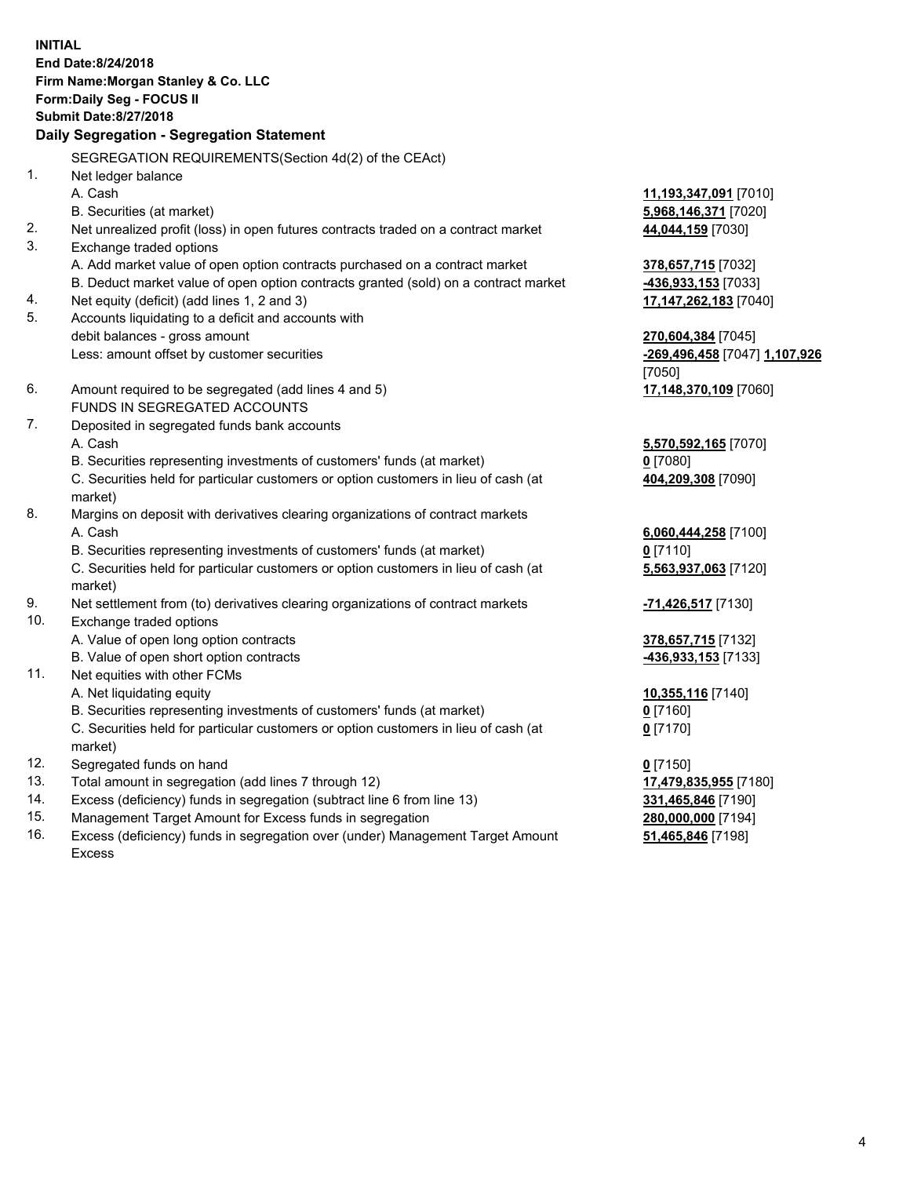**INITIAL**
**End Date:8/24/2018**
**Firm Name:Morgan Stanley & Co. LLC**
**Form:Daily Seg - FOCUS II**
**Submit Date:8/27/2018**

## Daily Segregation - Segregation Statement

SEGREGATION REQUIREMENTS(Section 4d(2) of the CEAct)

| | | |
|---|---|---|
| 1. | Net ledger balance | |
| | A. Cash | **11,193,347,091** [7010] |
| | B. Securities (at market) | **5,968,146,371** [7020] |
| 2. | Net unrealized profit (loss) in open futures contracts traded on a contract market | **44,044,159** [7030] |
| 3. | Exchange traded options | |
| | A. Add market value of open option contracts purchased on a contract market | **378,657,715** [7032] |
| | B. Deduct market value of open option contracts granted (sold) on a contract market | **-436,933,153** [7033] |
| 4. | Net equity (deficit) (add lines 1, 2 and 3) | **17,147,262,183** [7040] |
| 5. | Accounts liquidating to a deficit and accounts with debit balances - gross amount | **270,604,384** [7045] |
| | Less: amount offset by customer securities | **-269,496,458** [7047] **1,107,926** [7050] |
| 6. | Amount required to be segregated (add lines 4 and 5) | **17,148,370,109** [7060] |
| | FUNDS IN SEGREGATED ACCOUNTS | |
| 7. | Deposited in segregated funds bank accounts | |
| | A. Cash | **5,570,592,165** [7070] |
| | B. Securities representing investments of customers' funds (at market) | **0** [7080] |
| | C. Securities held for particular customers or option customers in lieu of cash (at market) | **404,209,308** [7090] |
| 8. | Margins on deposit with derivatives clearing organizations of contract markets | |
| | A. Cash | **6,060,444,258** [7100] |
| | B. Securities representing investments of customers' funds (at market) | **0** [7110] |
| | C. Securities held for particular customers or option customers in lieu of cash (at market) | **5,563,937,063** [7120] |
| 9. | Net settlement from (to) derivatives clearing organizations of contract markets | **-71,426,517** [7130] |
| 10. | Exchange traded options | |
| | A. Value of open long option contracts | **378,657,715** [7132] |
| | B. Value of open short option contracts | **-436,933,153** [7133] |
| 11. | Net equities with other FCMs | |
| | A. Net liquidating equity | **10,355,116** [7140] |
| | B. Securities representing investments of customers' funds (at market) | **0** [7160] |
| | C. Securities held for particular customers or option customers in lieu of cash (at market) | **0** [7170] |
| 12. | Segregated funds on hand | **0** [7150] |
| 13. | Total amount in segregation (add lines 7 through 12) | **17,479,835,955** [7180] |
| 14. | Excess (deficiency) funds in segregation (subtract line 6 from line 13) | **331,465,846** [7190] |
| 15. | Management Target Amount for Excess funds in segregation | **280,000,000** [7194] |
| 16. | Excess (deficiency) funds in segregation over (under) Management Target Amount Excess | **51,465,846** [7198] |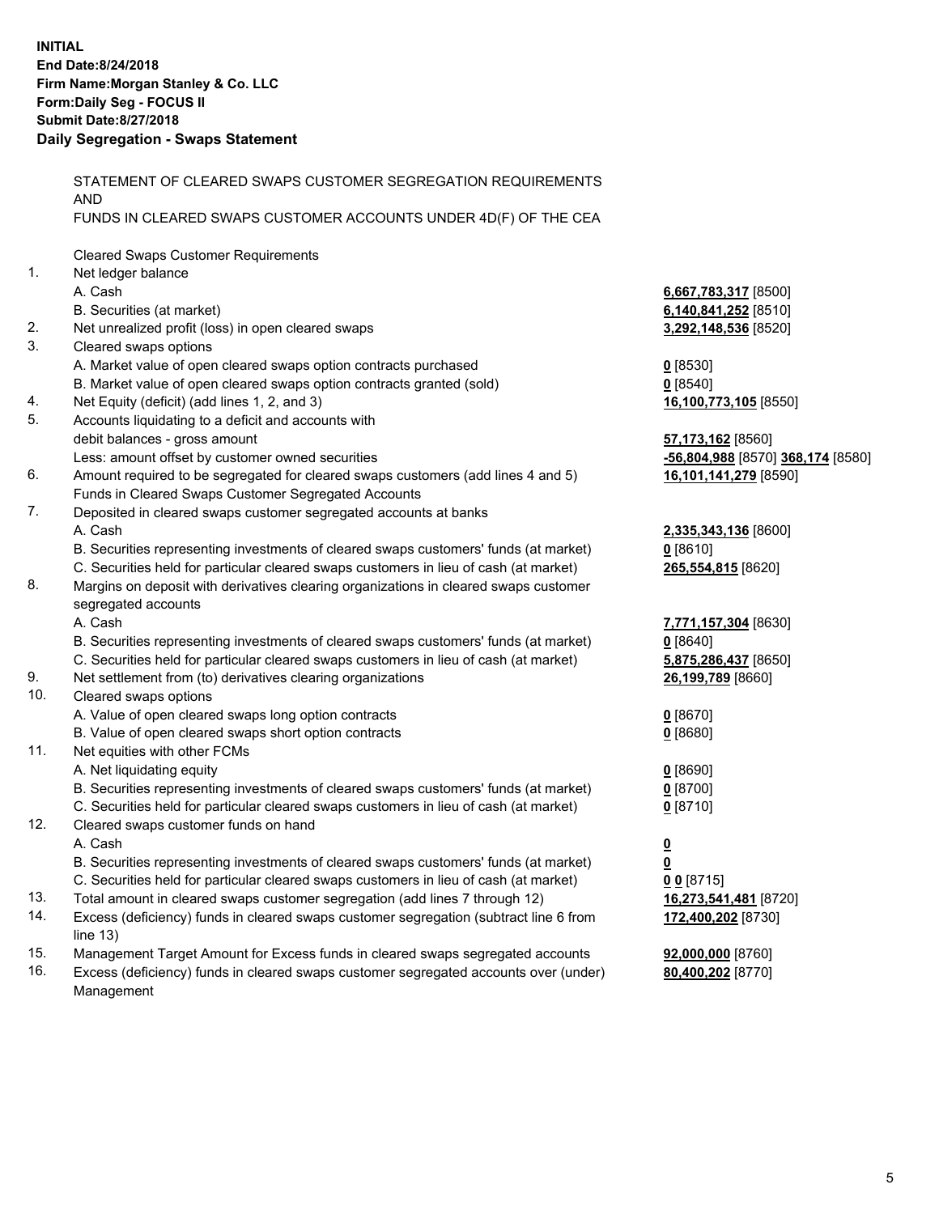**INITIAL**
**End Date:8/24/2018**
**Firm Name:Morgan Stanley & Co. LLC**
**Form:Daily Seg - FOCUS II**
**Submit Date:8/27/2018**
**Daily Segregation - Swaps Statement**

STATEMENT OF CLEARED SWAPS CUSTOMER SEGREGATION REQUIREMENTS AND FUNDS IN CLEARED SWAPS CUSTOMER ACCOUNTS UNDER 4D(F) OF THE CEA

| | | |
|---|---|---|
| | Cleared Swaps Customer Requirements | |
| 1. | Net ledger balance | |
| | A. Cash | **6,667,783,317** [8500] |
| | B. Securities (at market) | **6,140,841,252** [8510] |
| 2. | Net unrealized profit (loss) in open cleared swaps | **3,292,148,536** [8520] |
| 3. | Cleared swaps options | |
| | A. Market value of open cleared swaps option contracts purchased | **0** [8530] |
| | B. Market value of open cleared swaps option contracts granted (sold) | **0** [8540] |
| 4. | Net Equity (deficit) (add lines 1, 2, and 3) | **16,100,773,105** [8550] |
| 5. | Accounts liquidating to a deficit and accounts with debit balances - gross amount | **57,173,162** [8560] |
| | Less: amount offset by customer owned securities | **-56,804,988** [8570] **368,174** [8580] |
| 6. | Amount required to be segregated for cleared swaps customers (add lines 4 and 5) | **16,101,141,279** [8590] |
| | Funds in Cleared Swaps Customer Segregated Accounts | |
| 7. | Deposited in cleared swaps customer segregated accounts at banks | |
| | A. Cash | **2,335,343,136** [8600] |
| | B. Securities representing investments of cleared swaps customers' funds (at market) | **0** [8610] |
| | C. Securities held for particular cleared swaps customers in lieu of cash (at market) | **265,554,815** [8620] |
| 8. | Margins on deposit with derivatives clearing organizations in cleared swaps customer segregated accounts | |
| | A. Cash | **7,771,157,304** [8630] |
| | B. Securities representing investments of cleared swaps customers' funds (at market) | **0** [8640] |
| | C. Securities held for particular cleared swaps customers in lieu of cash (at market) | **5,875,286,437** [8650] |
| 9. | Net settlement from (to) derivatives clearing organizations | **26,199,789** [8660] |
| 10. | Cleared swaps options | |
| | A. Value of open cleared swaps long option contracts | **0** [8670] |
| | B. Value of open cleared swaps short option contracts | **0** [8680] |
| 11. | Net equities with other FCMs | |
| | A. Net liquidating equity | **0** [8690] |
| | B. Securities representing investments of cleared swaps customers' funds (at market) | **0** [8700] |
| | C. Securities held for particular cleared swaps customers in lieu of cash (at market) | **0** [8710] |
| 12. | Cleared swaps customer funds on hand | |
| | A. Cash | **0** |
| | B. Securities representing investments of cleared swaps customers' funds (at market) | **0** |
| | C. Securities held for particular cleared swaps customers in lieu of cash (at market) | **0** **0** [8715] |
| 13. | Total amount in cleared swaps customer segregation (add lines 7 through 12) | **16,273,541,481** [8720] |
| 14. | Excess (deficiency) funds in cleared swaps customer segregation (subtract line 6 from line 13) | **172,400,202** [8730] |
| 15. | Management Target Amount for Excess funds in cleared swaps segregated accounts | **92,000,000** [8760] |
| 16. | Excess (deficiency) funds in cleared swaps customer segregated accounts over (under) Management | **80,400,202** [8770] |